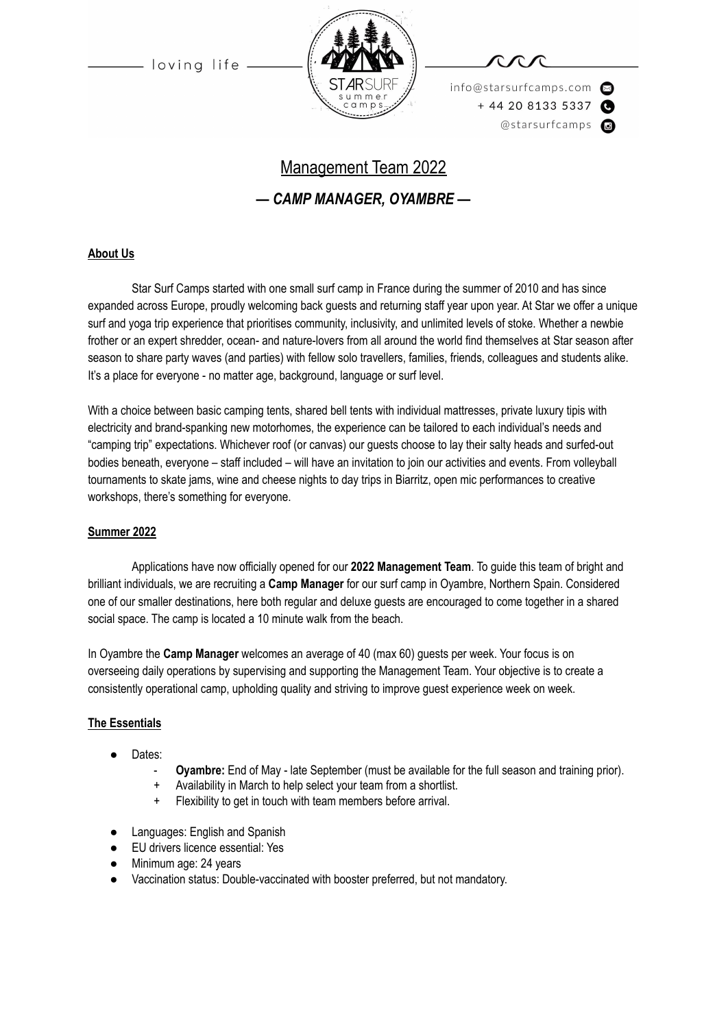loving life

info@starsurfcamps.com
+ 44 20 8133 5337
@starsurfcamps

# Management Team 2022

## *— CAMP MANAGER, OYAMBRE —*

**About Us**

Star Surf Camps started with one small surf camp in France during the summer of 2010 and has since expanded across Europe, proudly welcoming back guests and returning staff year upon year. At Star we offer a unique surf and yoga trip experience that prioritises community, inclusivity, and unlimited levels of stoke. Whether a newbie frother or an expert shredder, ocean- and nature-lovers from all around the world find themselves at Star season after season to share party waves (and parties) with fellow solo travellers, families, friends, colleagues and students alike. It's a place for everyone - no matter age, background, language or surf level.

With a choice between basic camping tents, shared bell tents with individual mattresses, private luxury tipis with electricity and brand-spanking new motorhomes, the experience can be tailored to each individual's needs and "camping trip" expectations. Whichever roof (or canvas) our guests choose to lay their salty heads and surfed-out bodies beneath, everyone – staff included – will have an invitation to join our activities and events. From volleyball tournaments to skate jams, wine and cheese nights to day trips in Biarritz, open mic performances to creative workshops, there's something for everyone.

**Summer 2022**

Applications have now officially opened for our **2022 Management Team**. To guide this team of bright and brilliant individuals, we are recruiting a **Camp Manager** for our surf camp in Oyambre, Northern Spain. Considered one of our smaller destinations, here both regular and deluxe guests are encouraged to come together in a shared social space. The camp is located a 10 minute walk from the beach.

In Oyambre the **Camp Manager** welcomes an average of 40 (max 60) guests per week. Your focus is on overseeing daily operations by supervising and supporting the Management Team. Your objective is to create a consistently operational camp, upholding quality and striving to improve guest experience week on week.

**The Essentials**

- Dates:
  - **Oyambre:** End of May - late September (must be available for the full season and training prior).
  - Availability in March to help select your team from a shortlist.
  - Flexibility to get in touch with team members before arrival.
- Languages: English and Spanish
- EU drivers licence essential: Yes
- Minimum age: 24 years
- Vaccination status: Double-vaccinated with booster preferred, but not mandatory.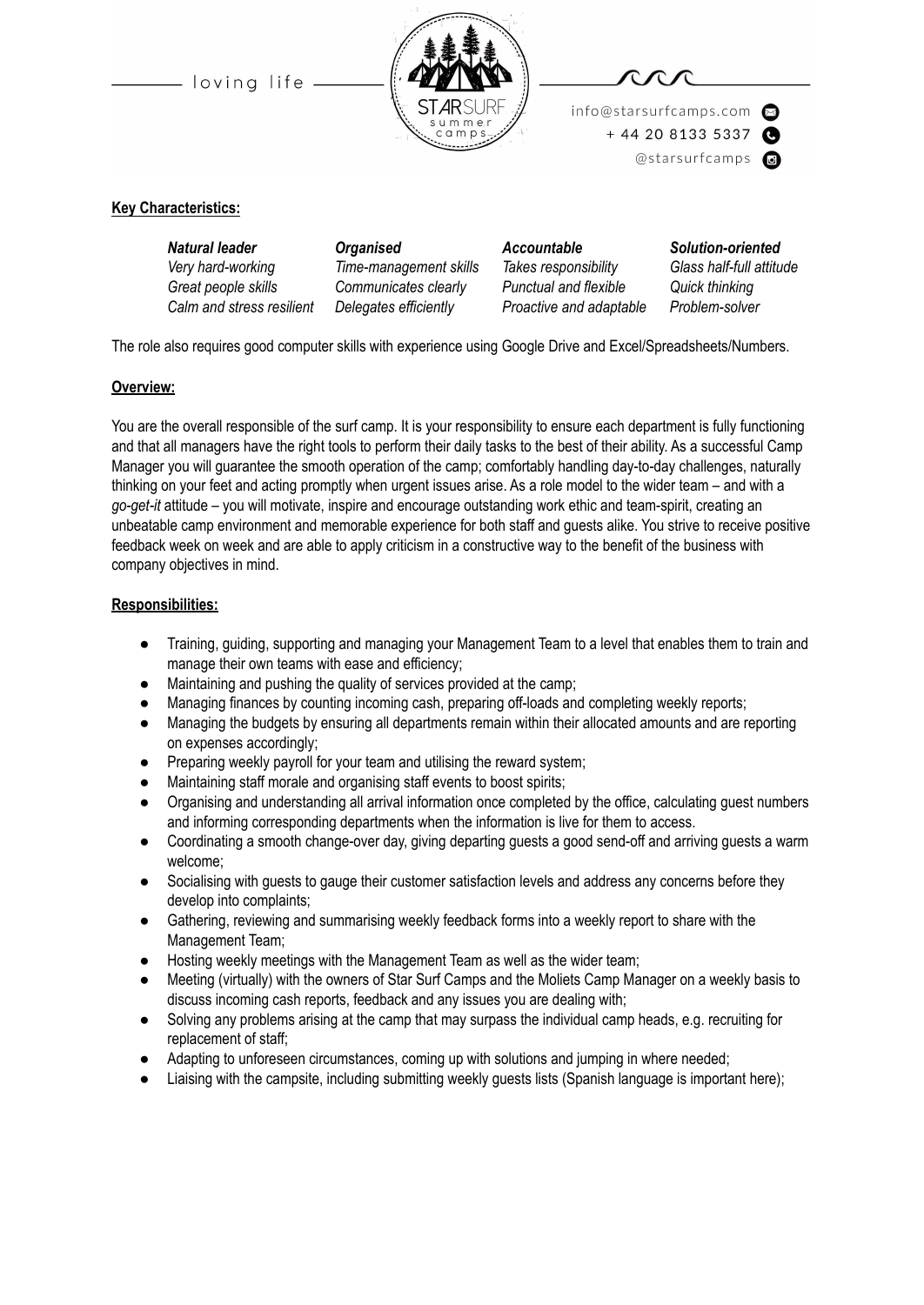**Key Characteristics:**

| *Natural leader* | *Organised* | *Accountable* | *Solution-oriented* |
|---|---|---|---|
| *Very hard-working* | *Time-management skills* | *Takes responsibility* | *Glass half-full attitude* |
| *Great people skills* | *Communicates clearly* | *Punctual and flexible* | *Quick thinking* |
| *Calm and stress resilient* | *Delegates efficiently* | *Proactive and adaptable* | *Problem-solver* |

The role also requires good computer skills with experience using Google Drive and Excel/Spreadsheets/Numbers.

**Overview:**

You are the overall responsible of the surf camp. It is your responsibility to ensure each department is fully functioning and that all managers have the right tools to perform their daily tasks to the best of their ability. As a successful Camp Manager you will guarantee the smooth operation of the camp; comfortably handling day-to-day challenges, naturally thinking on your feet and acting promptly when urgent issues arise. As a role model to the wider team – and with a *go-get-it* attitude – you will motivate, inspire and encourage outstanding work ethic and team-spirit, creating an unbeatable camp environment and memorable experience for both staff and guests alike. You strive to receive positive feedback week on week and are able to apply criticism in a constructive way to the benefit of the business with company objectives in mind.

**Responsibilities:**

- Training, guiding, supporting and managing your Management Team to a level that enables them to train and manage their own teams with ease and efficiency;
- Maintaining and pushing the quality of services provided at the camp;
- Managing finances by counting incoming cash, preparing off-loads and completing weekly reports;
- Managing the budgets by ensuring all departments remain within their allocated amounts and are reporting on expenses accordingly;
- Preparing weekly payroll for your team and utilising the reward system;
- Maintaining staff morale and organising staff events to boost spirits;
- Organising and understanding all arrival information once completed by the office, calculating guest numbers and informing corresponding departments when the information is live for them to access.
- Coordinating a smooth change-over day, giving departing guests a good send-off and arriving guests a warm welcome;
- Socialising with guests to gauge their customer satisfaction levels and address any concerns before they develop into complaints;
- Gathering, reviewing and summarising weekly feedback forms into a weekly report to share with the Management Team;
- Hosting weekly meetings with the Management Team as well as the wider team;
- Meeting (virtually) with the owners of Star Surf Camps and the Moliets Camp Manager on a weekly basis to discuss incoming cash reports, feedback and any issues you are dealing with;
- Solving any problems arising at the camp that may surpass the individual camp heads, e.g. recruiting for replacement of staff;
- Adapting to unforeseen circumstances, coming up with solutions and jumping in where needed;
- Liaising with the campsite, including submitting weekly guests lists (Spanish language is important here);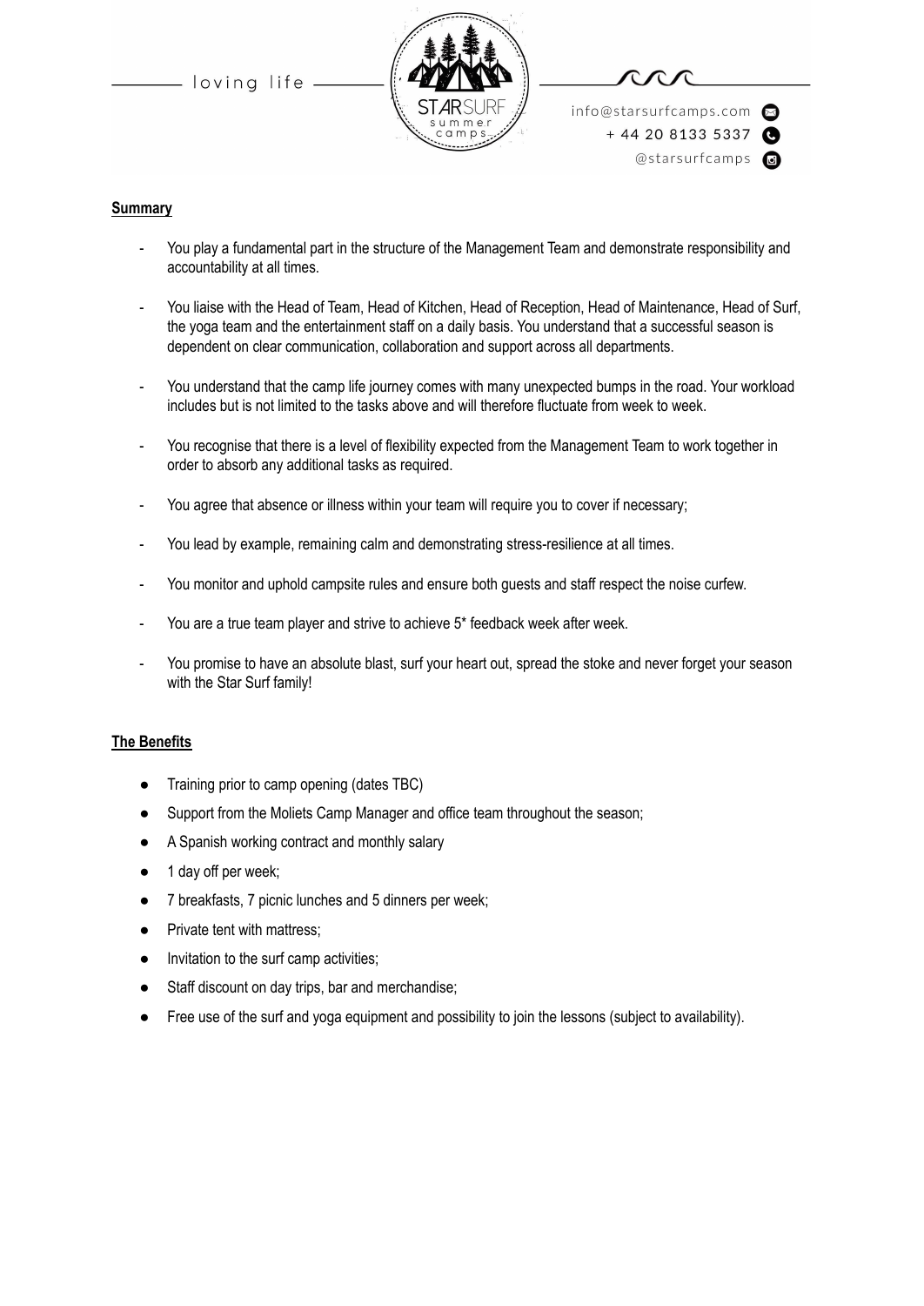## Summary

- You play a fundamental part in the structure of the Management Team and demonstrate responsibility and accountability at all times.
- You liaise with the Head of Team, Head of Kitchen, Head of Reception, Head of Maintenance, Head of Surf, the yoga team and the entertainment staff on a daily basis. You understand that a successful season is dependent on clear communication, collaboration and support across all departments.
- You understand that the camp life journey comes with many unexpected bumps in the road. Your workload includes but is not limited to the tasks above and will therefore fluctuate from week to week.
- You recognise that there is a level of flexibility expected from the Management Team to work together in order to absorb any additional tasks as required.
- You agree that absence or illness within your team will require you to cover if necessary;
- You lead by example, remaining calm and demonstrating stress-resilience at all times.
- You monitor and uphold campsite rules and ensure both guests and staff respect the noise curfew.
- You are a true team player and strive to achieve 5* feedback week after week.
- You promise to have an absolute blast, surf your heart out, spread the stoke and never forget your season with the Star Surf family!

## The Benefits

- Training prior to camp opening (dates TBC)
- Support from the Moliets Camp Manager and office team throughout the season;
- A Spanish working contract and monthly salary
- 1 day off per week;
- 7 breakfasts, 7 picnic lunches and 5 dinners per week;
- Private tent with mattress;
- Invitation to the surf camp activities;
- Staff discount on day trips, bar and merchandise;
- Free use of the surf and yoga equipment and possibility to join the lessons (subject to availability).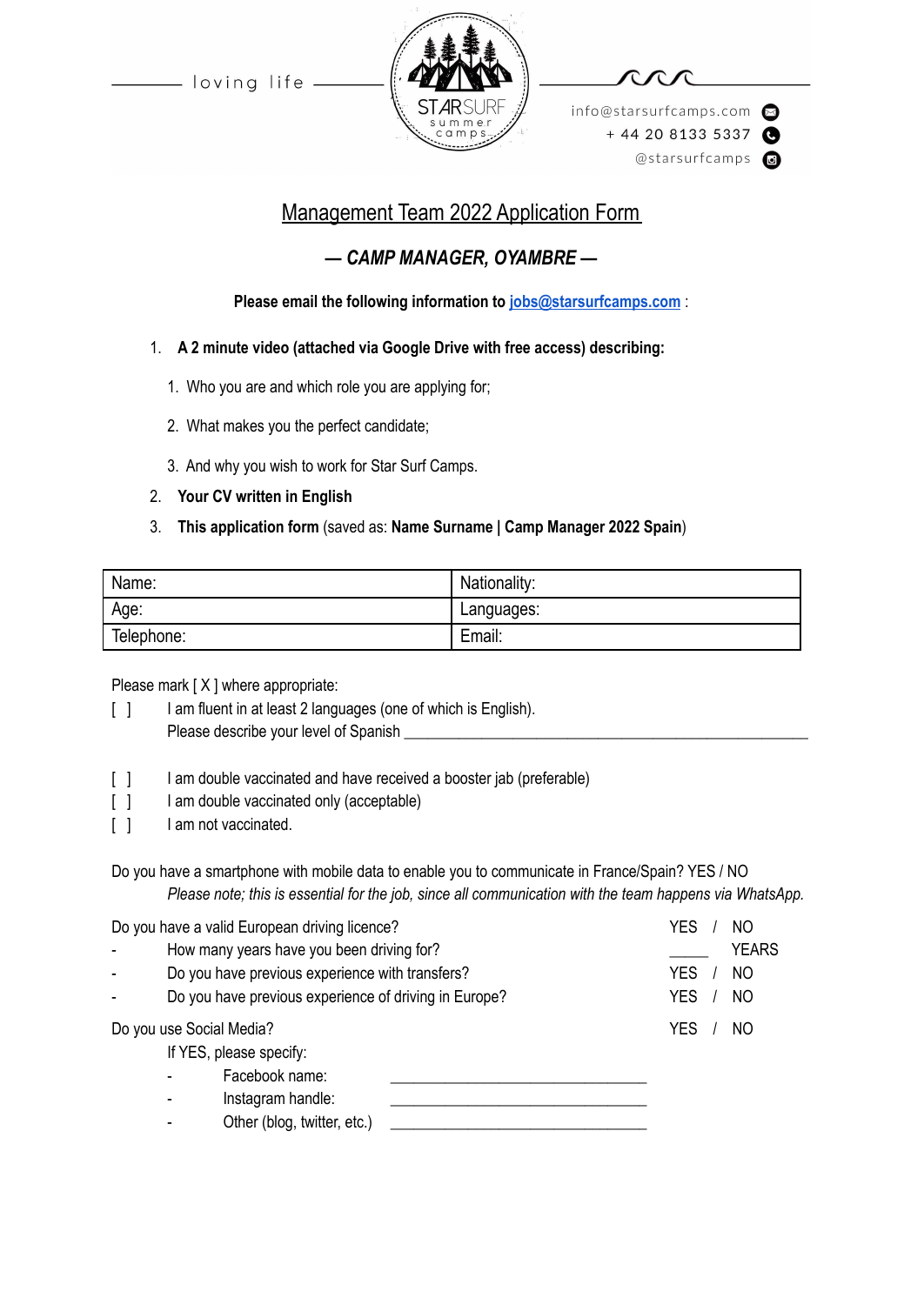loving life

STARSURF summer camps

info@starsurfcamps.com
+ 44 20 8133 5337
@starsurfcamps

## Management Team 2022 Application Form

### *— CAMP MANAGER, OYAMBRE —*

**Please email the following information to jobs@starsurfcamps.com** :

1. **A 2 minute video (attached via Google Drive with free access) describing:**
   1. Who you are and which role you are applying for;
   2. What makes you the perfect candidate;
   3. And why you wish to work for Star Surf Camps.
2. **Your CV written in English**
3. **This application form** (saved as: **Name Surname | Camp Manager 2022 Spain**)

| Name: | Nationality: |
|---|---|
| Age: | Languages: |
| Telephone: | Email: |

Please mark [ X ] where appropriate:

[ ] I am fluent in at least 2 languages (one of which is English).
Please describe your level of Spanish ___________________________________________

[ ] I am double vaccinated and have received a booster jab (preferable)
[ ] I am double vaccinated only (acceptable)
[ ] I am not vaccinated.

Do you have a smartphone with mobile data to enable you to communicate in France/Spain? YES / NO
*Please note; this is essential for the job, since all communication with the team happens via WhatsApp.*

Do you have a valid European driving licence? YES / NO
- How many years have you been driving for? _____ YEARS
- Do you have previous experience with transfers? YES / NO
- Do you have previous experience of driving in Europe? YES / NO

Do you use Social Media? YES / NO

If YES, please specify:
- Facebook name: ______________________________
- Instagram handle: ______________________________
- Other (blog, twitter, etc.) ______________________________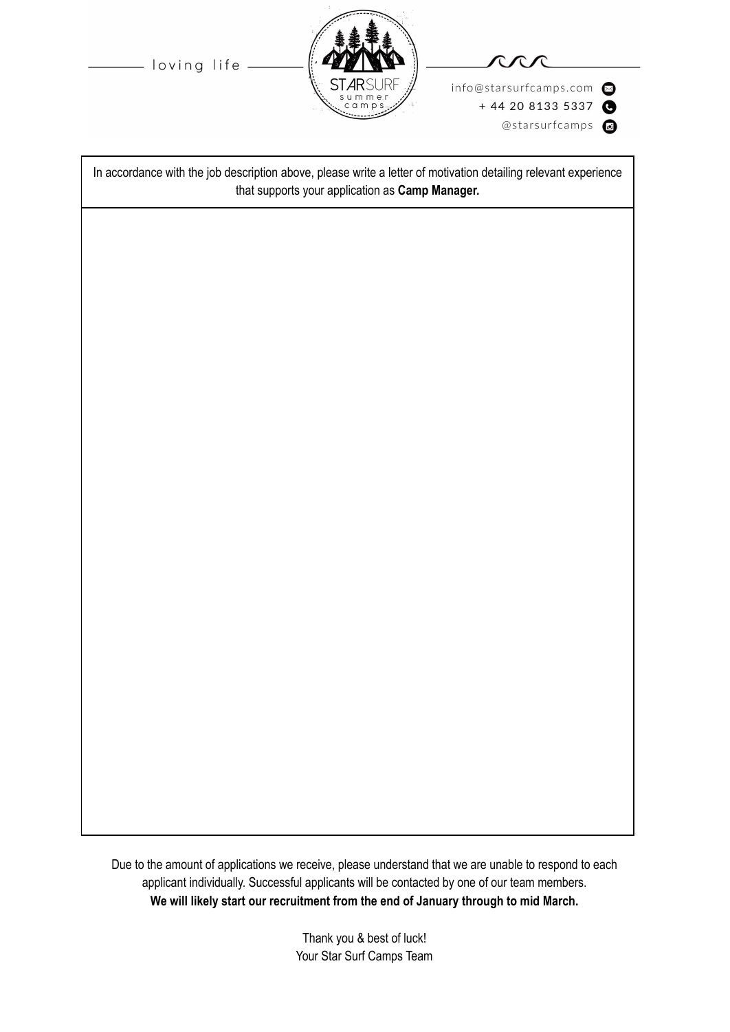loving life

info@starsurfcamps.com
+ 44 20 8133 5337
@starsurfcamps

| In accordance with the job description above, please write a letter of motivation detailing relevant experience that supports your application as **Camp Manager.** |
|---|
| |

Due to the amount of applications we receive, please understand that we are unable to respond to each applicant individually. Successful applicants will be contacted by one of our team members.
**We will likely start our recruitment from the end of January through to mid March.**

Thank you & best of luck!
Your Star Surf Camps Team